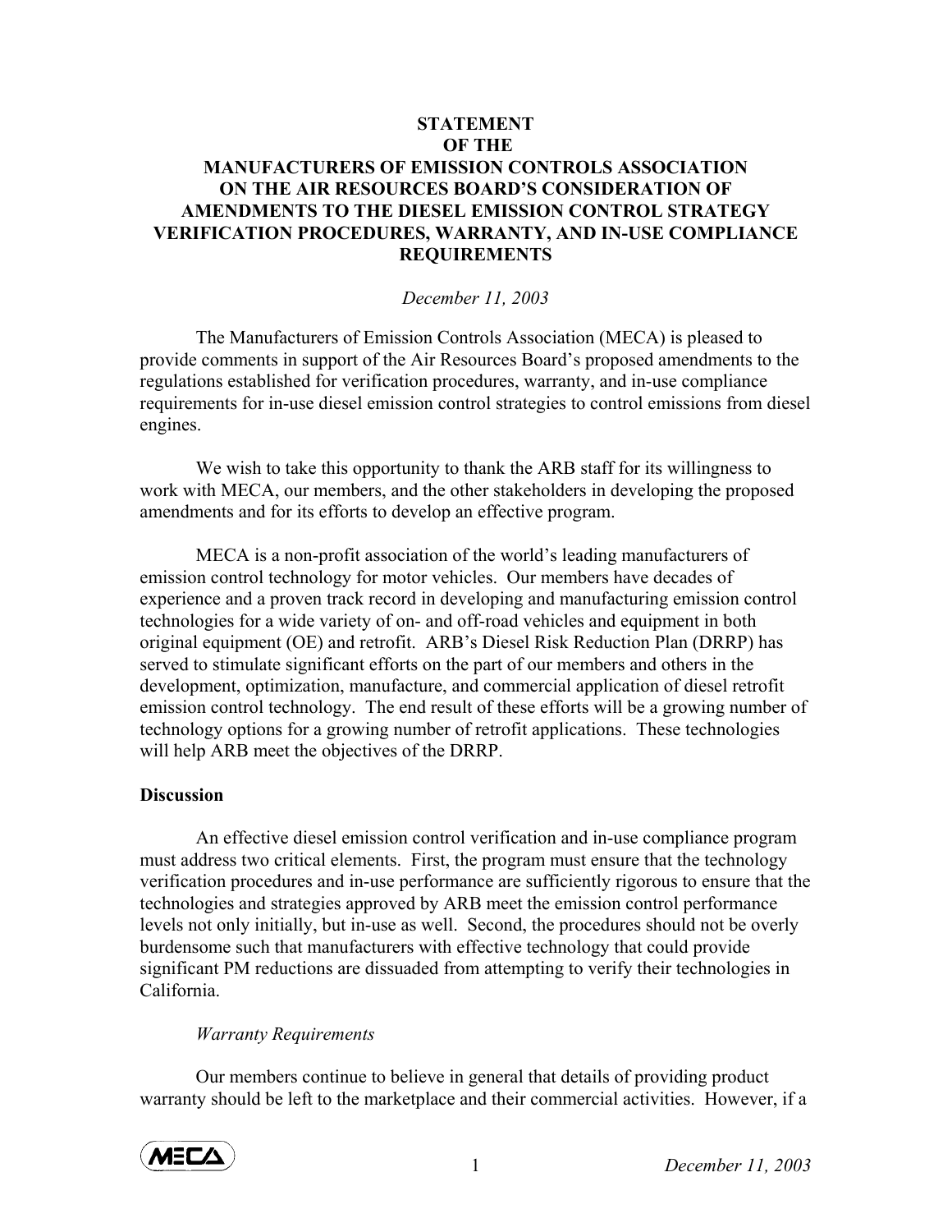# STATEMENT OF THE MANUFACTURERS OF EMISSION CONTROLS ASSOCIATION ON THE AIR RESOURCES BOARD'S CONSIDERATION OF AMENDMENTS TO THE DIESEL EMISSION CONTROL STRATEGY VERIFICATION PROCEDURES, WARRANTY, AND IN-USE COMPLIANCE REQUIREMENTS

*December 11, 2003*

The Manufacturers of Emission Controls Association (MECA) is pleased to provide comments in support of the Air Resources Board's proposed amendments to the regulations established for verification procedures, warranty, and in-use compliance requirements for in-use diesel emission control strategies to control emissions from diesel engines.

We wish to take this opportunity to thank the ARB staff for its willingness to work with MECA, our members, and the other stakeholders in developing the proposed amendments and for its efforts to develop an effective program.

MECA is a non-profit association of the world's leading manufacturers of emission control technology for motor vehicles. Our members have decades of experience and a proven track record in developing and manufacturing emission control technologies for a wide variety of on- and off-road vehicles and equipment in both original equipment (OE) and retrofit. ARB's Diesel Risk Reduction Plan (DRRP) has served to stimulate significant efforts on the part of our members and others in the development, optimization, manufacture, and commercial application of diesel retrofit emission control technology. The end result of these efforts will be a growing number of technology options for a growing number of retrofit applications. These technologies will help ARB meet the objectives of the DRRP.

## Discussion

An effective diesel emission control verification and in-use compliance program must address two critical elements. First, the program must ensure that the technology verification procedures and in-use performance are sufficiently rigorous to ensure that the technologies and strategies approved by ARB meet the emission control performance levels not only initially, but in-use as well. Second, the procedures should not be overly burdensome such that manufacturers with effective technology that could provide significant PM reductions are dissuaded from attempting to verify their technologies in California.

### *Warranty Requirements*

Our members continue to believe in general that details of providing product warranty should be left to the marketplace and their commercial activities. However, if a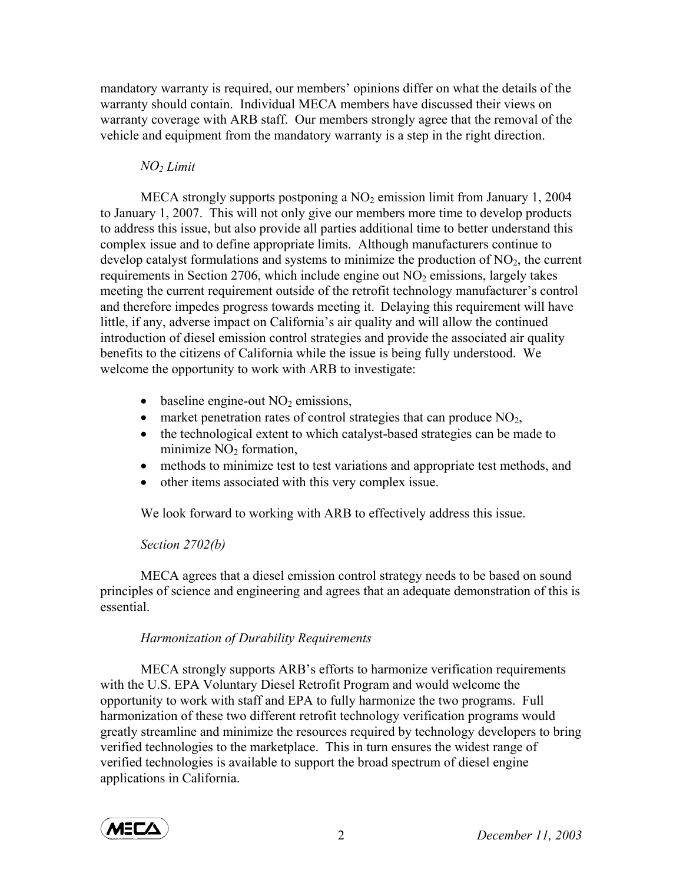mandatory warranty is required, our members' opinions differ on what the details of the warranty should contain. Individual MECA members have discussed their views on warranty coverage with ARB staff. Our members strongly agree that the removal of the vehicle and equipment from the mandatory warranty is a step in the right direction.

*$NO_2$ Limit*

MECA strongly supports postponing a $NO_2$ emission limit from January 1, 2004 to January 1, 2007. This will not only give our members more time to develop products to address this issue, but also provide all parties additional time to better understand this complex issue and to define appropriate limits. Although manufacturers continue to develop catalyst formulations and systems to minimize the production of $NO_2$, the current requirements in Section 2706, which include engine out $NO_2$ emissions, largely takes meeting the current requirement outside of the retrofit technology manufacturer's control and therefore impedes progress towards meeting it. Delaying this requirement will have little, if any, adverse impact on California's air quality and will allow the continued introduction of diesel emission control strategies and provide the associated air quality benefits to the citizens of California while the issue is being fully understood. We welcome the opportunity to work with ARB to investigate:

- baseline engine-out $NO_2$ emissions,
- market penetration rates of control strategies that can produce $NO_2$,
- the technological extent to which catalyst-based strategies can be made to minimize $NO_2$ formation,
- methods to minimize test to test variations and appropriate test methods, and
- other items associated with this very complex issue.

We look forward to working with ARB to effectively address this issue.

*Section 2702(b)*

MECA agrees that a diesel emission control strategy needs to be based on sound principles of science and engineering and agrees that an adequate demonstration of this is essential.

*Harmonization of Durability Requirements*

MECA strongly supports ARB's efforts to harmonize verification requirements with the U.S. EPA Voluntary Diesel Retrofit Program and would welcome the opportunity to work with staff and EPA to fully harmonize the two programs. Full harmonization of these two different retrofit technology verification programs would greatly streamline and minimize the resources required by technology developers to bring verified technologies to the marketplace. This in turn ensures the widest range of verified technologies is available to support the broad spectrum of diesel engine applications in California.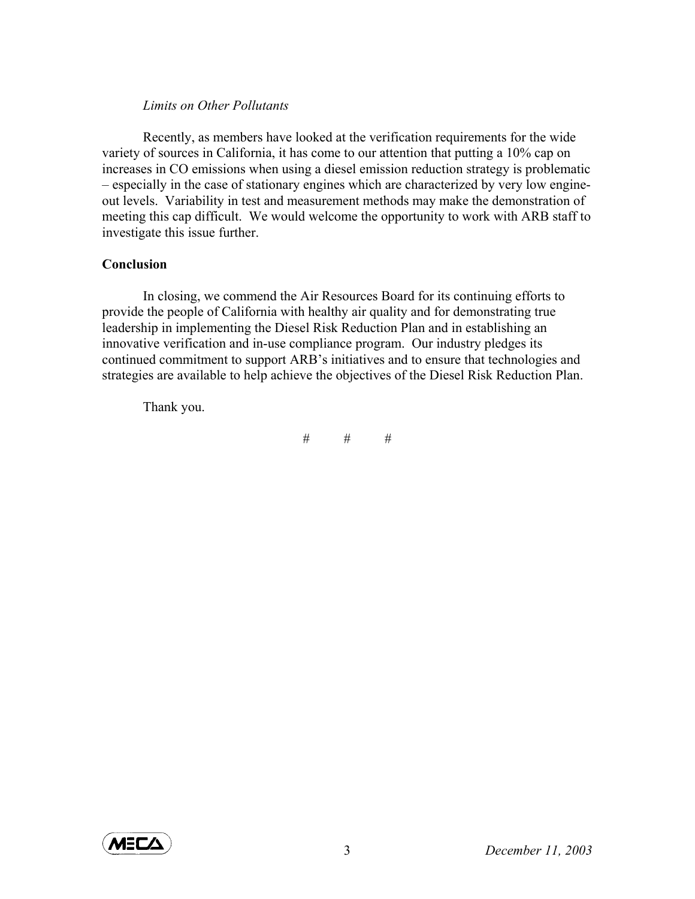*Limits on Other Pollutants*

Recently, as members have looked at the verification requirements for the wide variety of sources in California, it has come to our attention that putting a 10% cap on increases in CO emissions when using a diesel emission reduction strategy is problematic – especially in the case of stationary engines which are characterized by very low engine-out levels. Variability in test and measurement methods may make the demonstration of meeting this cap difficult. We would welcome the opportunity to work with ARB staff to investigate this issue further.

**Conclusion**

In closing, we commend the Air Resources Board for its continuing efforts to provide the people of California with healthy air quality and for demonstrating true leadership in implementing the Diesel Risk Reduction Plan and in establishing an innovative verification and in-use compliance program. Our industry pledges its continued commitment to support ARB's initiatives and to ensure that technologies and strategies are available to help achieve the objectives of the Diesel Risk Reduction Plan.

Thank you.

# # #